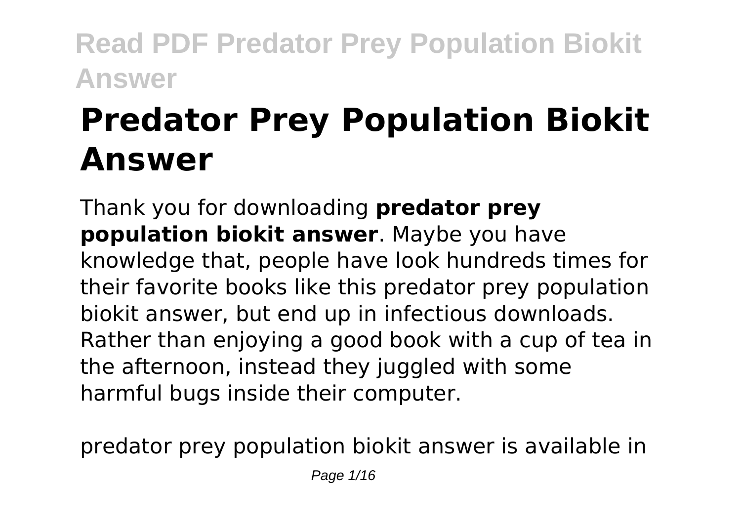# Predator Prey Population Biokit Answer

Thank you for downloading **predator prey population biokit answer**. Maybe you have knowledge that, people have look hundreds times for their favorite books like this predator prey population biokit answer, but end up in infectious downloads. Rather than enjoying a good book with a cup of tea in the afternoon, instead they juggled with some harmful bugs inside their computer.

predator prey population biokit answer is available in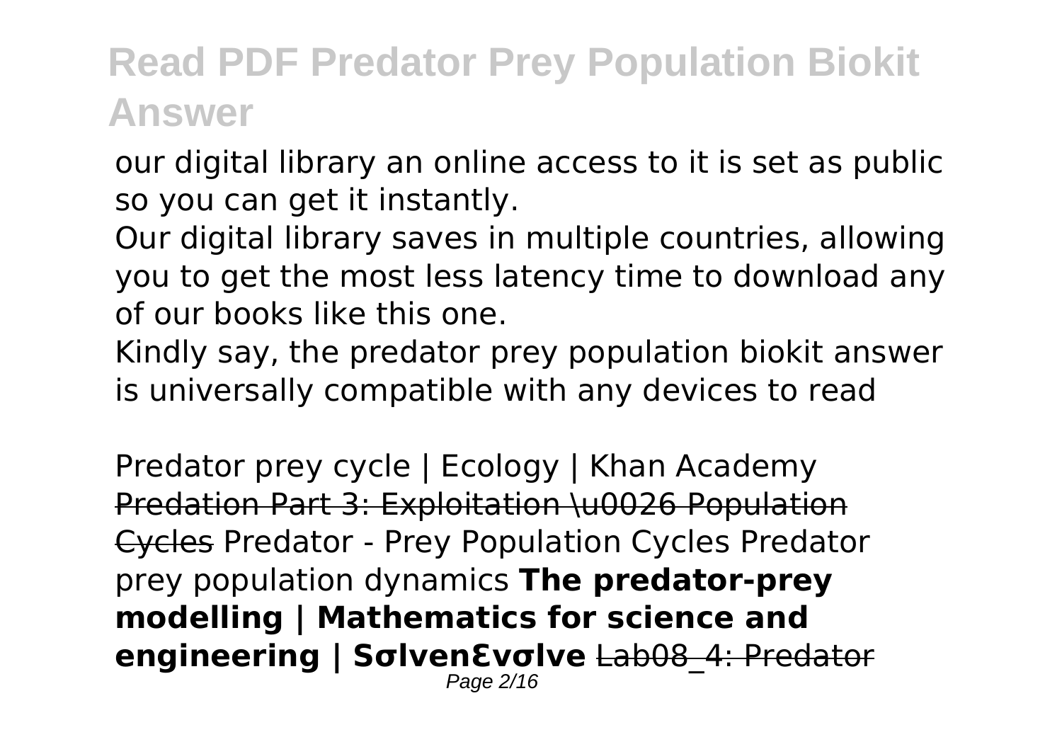our digital library an online access to it is set as public so you can get it instantly.

Our digital library saves in multiple countries, allowing you to get the most less latency time to download any of our books like this one.

Kindly say, the predator prey population biokit answer is universally compatible with any devices to read

Predator prey cycle | Ecology | Khan Academy ~~Predation Part 3: Exploitation \u0026 Population Cycles~~ Predator - Prey Population Cycles Predator prey population dynamics **The predator-prey modelling | Mathematics for science and engineering | SσlvenƐvσlve** ~~Lab08_4: Predator~~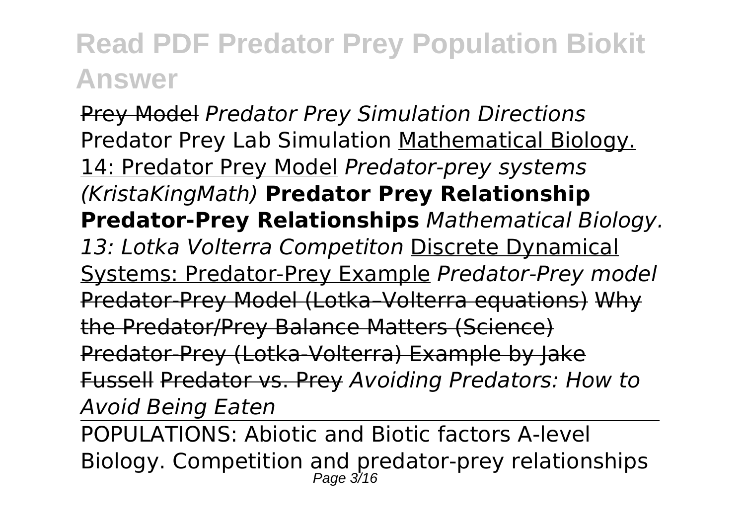Prey Model *Predator Prey Simulation Directions* Predator Prey Lab Simulation Mathematical Biology. 14: Predator Prey Model *Predator-prey systems (KristaKingMath)* **Predator Prey Relationship Predator-Prey Relationships** *Mathematical Biology. 13: Lotka Volterra Competiton* Discrete Dynamical Systems: Predator-Prey Example *Predator-Prey model* Predator-Prey Model (Lotka–Volterra equations) Why the Predator/Prey Balance Matters (Science) Predator-Prey (Lotka-Volterra) Example by Jake Fussell Predator vs. Prey *Avoiding Predators: How to Avoid Being Eaten*

POPULATIONS: Abiotic and Biotic factors A-level Biology. Competition and predator-prey relationships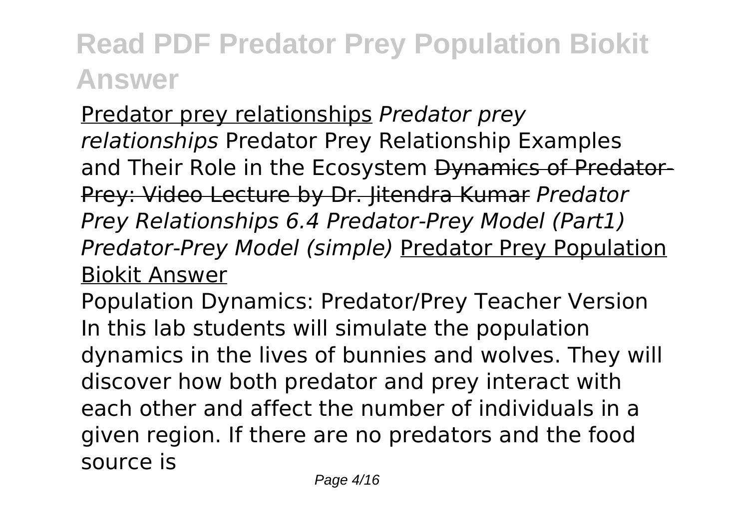Predator prey relationships *Predator prey relationships* Predator Prey Relationship Examples and Their Role in the Ecosystem ~~Dynamics of Predator-Prey: Video Lecture by Dr. Jitendra Kumar~~ *Predator Prey Relationships 6.4 Predator-Prey Model (Part1) Predator-Prey Model (simple)* Predator Prey Population Biokit Answer

Population Dynamics: Predator/Prey Teacher Version In this lab students will simulate the population dynamics in the lives of bunnies and wolves. They will discover how both predator and prey interact with each other and affect the number of individuals in a given region. If there are no predators and the food source is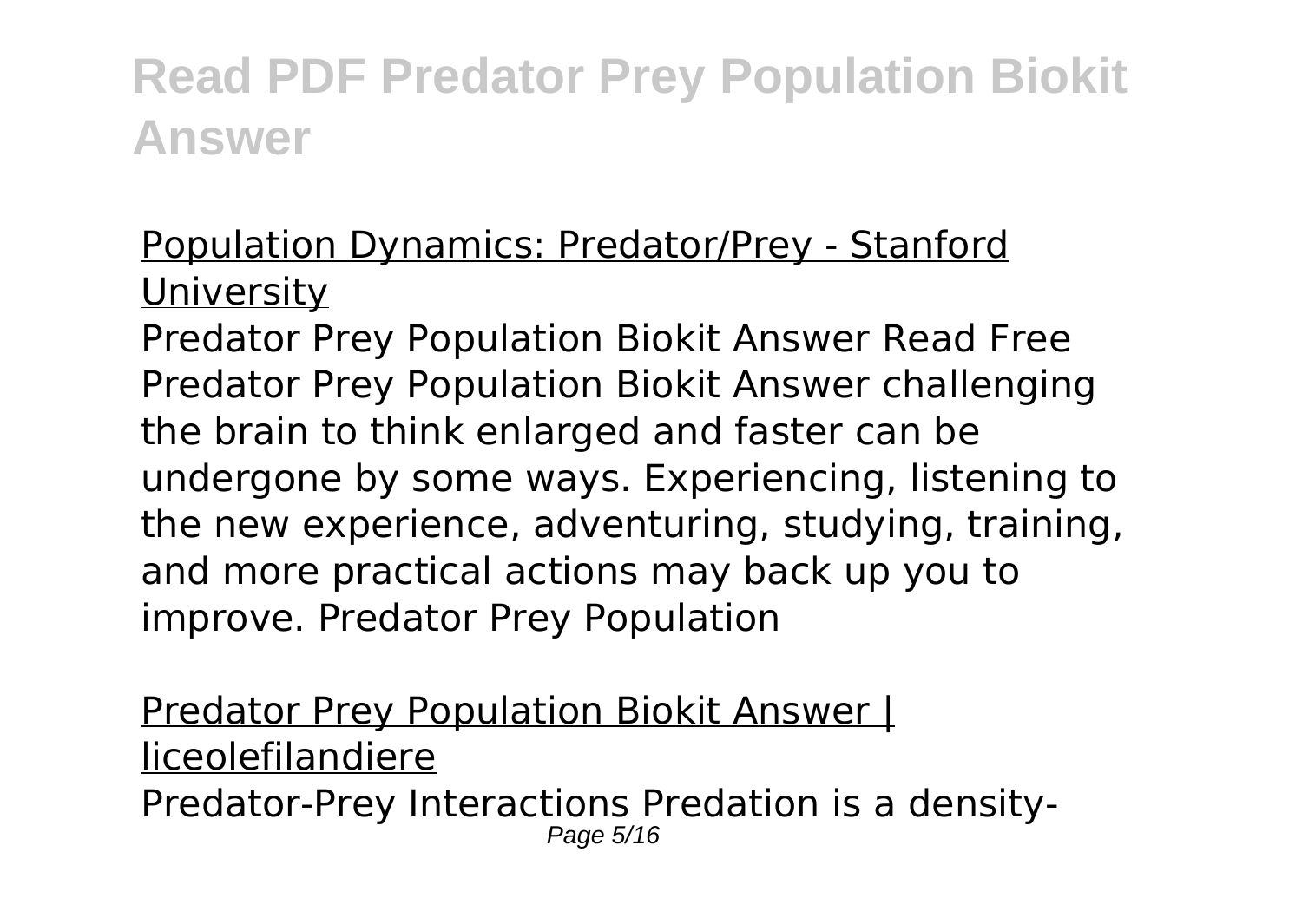Population Dynamics: Predator/Prey - Stanford University

Predator Prey Population Biokit Answer Read Free Predator Prey Population Biokit Answer challenging the brain to think enlarged and faster can be undergone by some ways. Experiencing, listening to the new experience, adventuring, studying, training, and more practical actions may back up you to improve. Predator Prey Population

Predator Prey Population Biokit Answer | liceolefilandiere

Predator-Prey Interactions Predation is a density-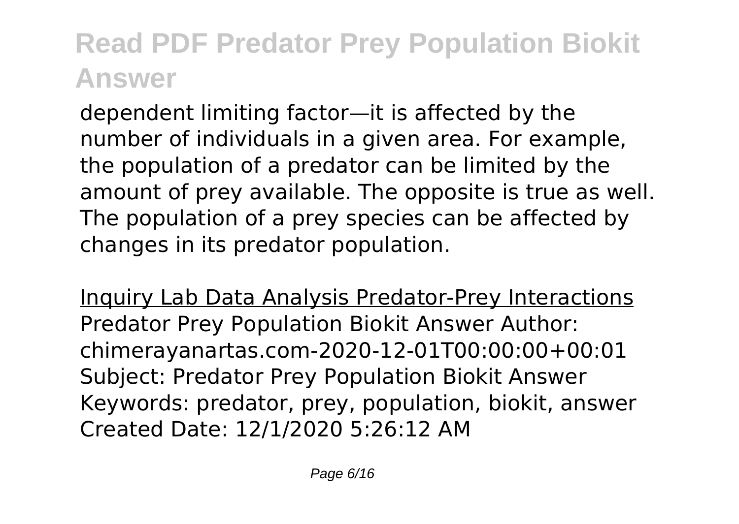dependent limiting factor—it is affected by the number of individuals in a given area. For example, the population of a predator can be limited by the amount of prey available. The opposite is true as well. The population of a prey species can be affected by changes in its predator population.

Inquiry Lab Data Analysis Predator-Prey Interactions
Predator Prey Population Biokit Answer Author: chimerayanartas.com-2020-12-01T00:00:00+00:01 Subject: Predator Prey Population Biokit Answer Keywords: predator, prey, population, biokit, answer Created Date: 12/1/2020 5:26:12 AM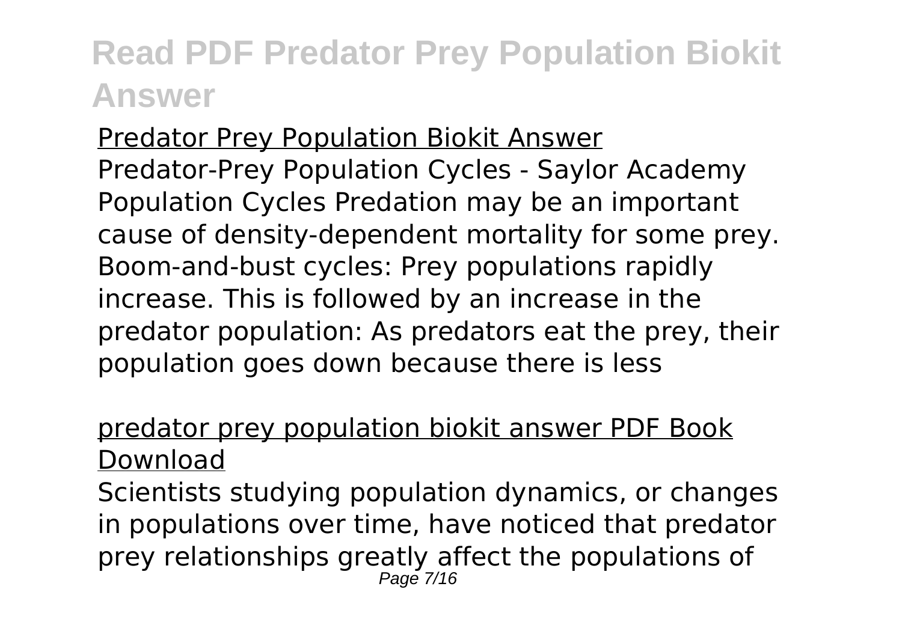Predator Prey Population Biokit Answer
Predator-Prey Population Cycles - Saylor Academy
Population Cycles Predation may be an important cause of density-dependent mortality for some prey. Boom-and-bust cycles: Prey populations rapidly increase. This is followed by an increase in the predator population: As predators eat the prey, their population goes down because there is less

predator prey population biokit answer PDF Book Download
Scientists studying population dynamics, or changes in populations over time, have noticed that predator prey relationships greatly affect the populations of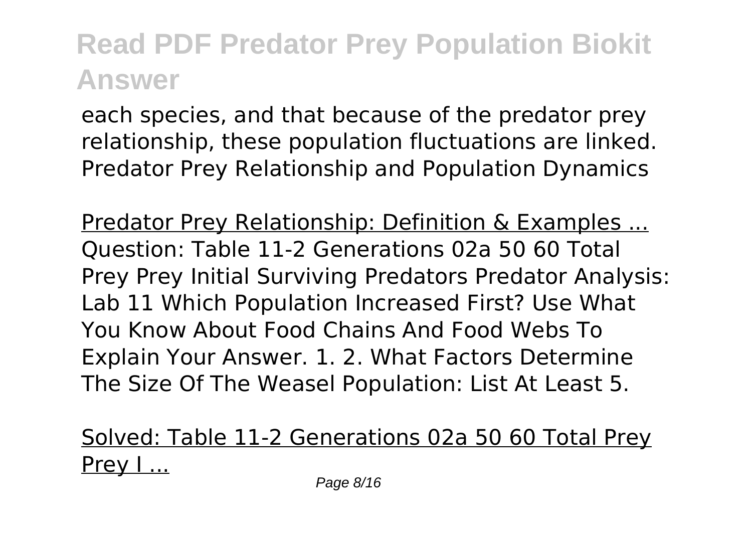each species, and that because of the predator prey relationship, these population fluctuations are linked. Predator Prey Relationship and Population Dynamics

Predator Prey Relationship: Definition & Examples ...
Question: Table 11-2 Generations 02a 50 60 Total Prey Prey Initial Surviving Predators Predator Analysis: Lab 11 Which Population Increased First? Use What You Know About Food Chains And Food Webs To Explain Your Answer. 1. 2. What Factors Determine The Size Of The Weasel Population: List At Least 5.

Solved: Table 11-2 Generations 02a 50 60 Total Prey Prey I ...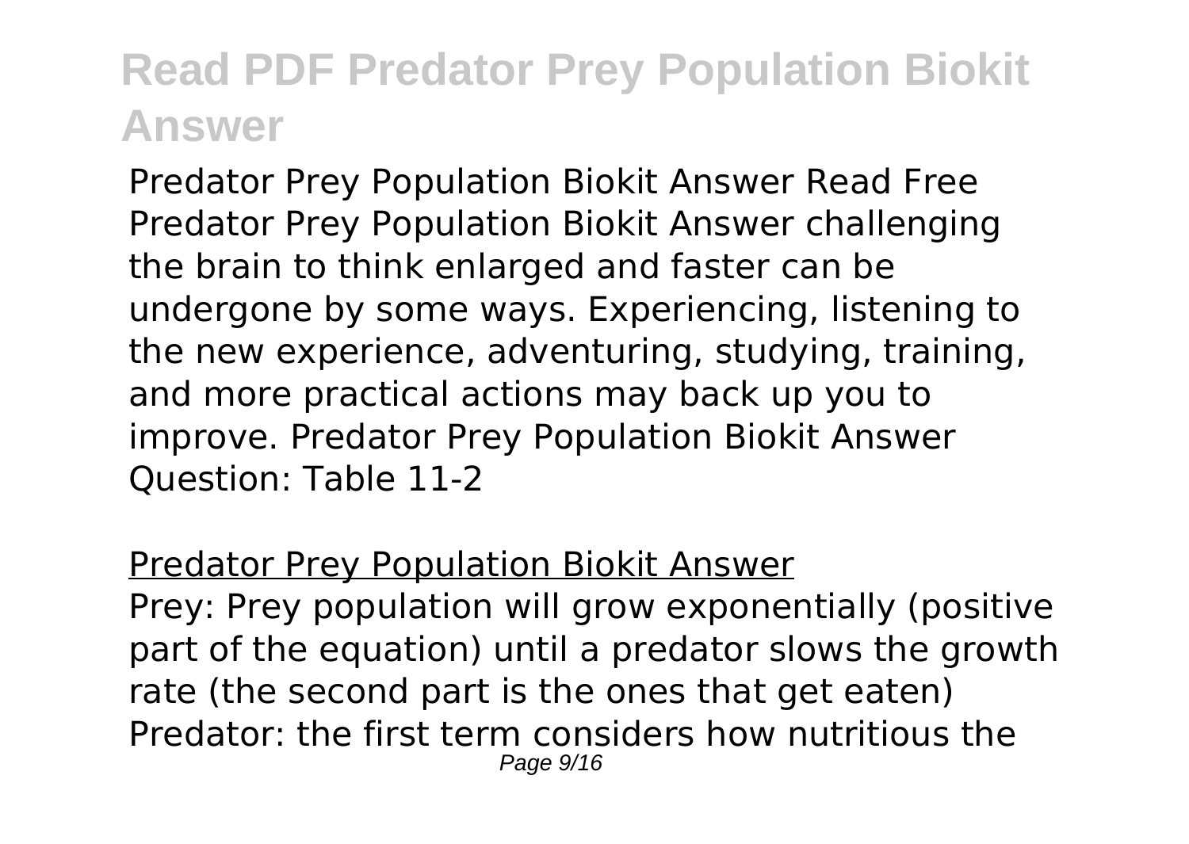# Read PDF Predator Prey Population Biokit Answer

Predator Prey Population Biokit Answer Read Free Predator Prey Population Biokit Answer challenging the brain to think enlarged and faster can be undergone by some ways. Experiencing, listening to the new experience, adventuring, studying, training, and more practical actions may back up you to improve. Predator Prey Population Biokit Answer Question: Table 11-2

## Predator Prey Population Biokit Answer

Prey: Prey population will grow exponentially (positive part of the equation) until a predator slows the growth rate (the second part is the ones that get eaten) Predator: the first term considers how nutritious the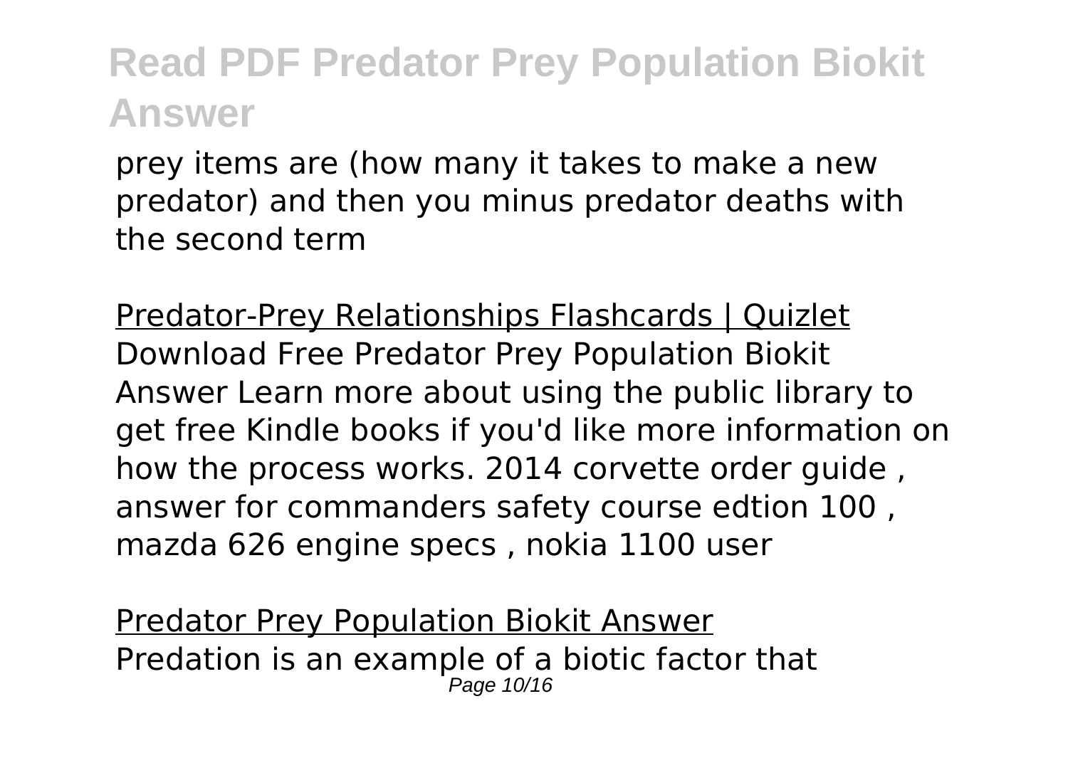prey items are (how many it takes to make a new predator) and then you minus predator deaths with the second term

Predator-Prey Relationships Flashcards | Quizlet

Download Free Predator Prey Population Biokit Answer Learn more about using the public library to get free Kindle books if you'd like more information on how the process works. 2014 corvette order guide , answer for commanders safety course edtion 100 , mazda 626 engine specs , nokia 1100 user

Predator Prey Population Biokit Answer

Predation is an example of a biotic factor that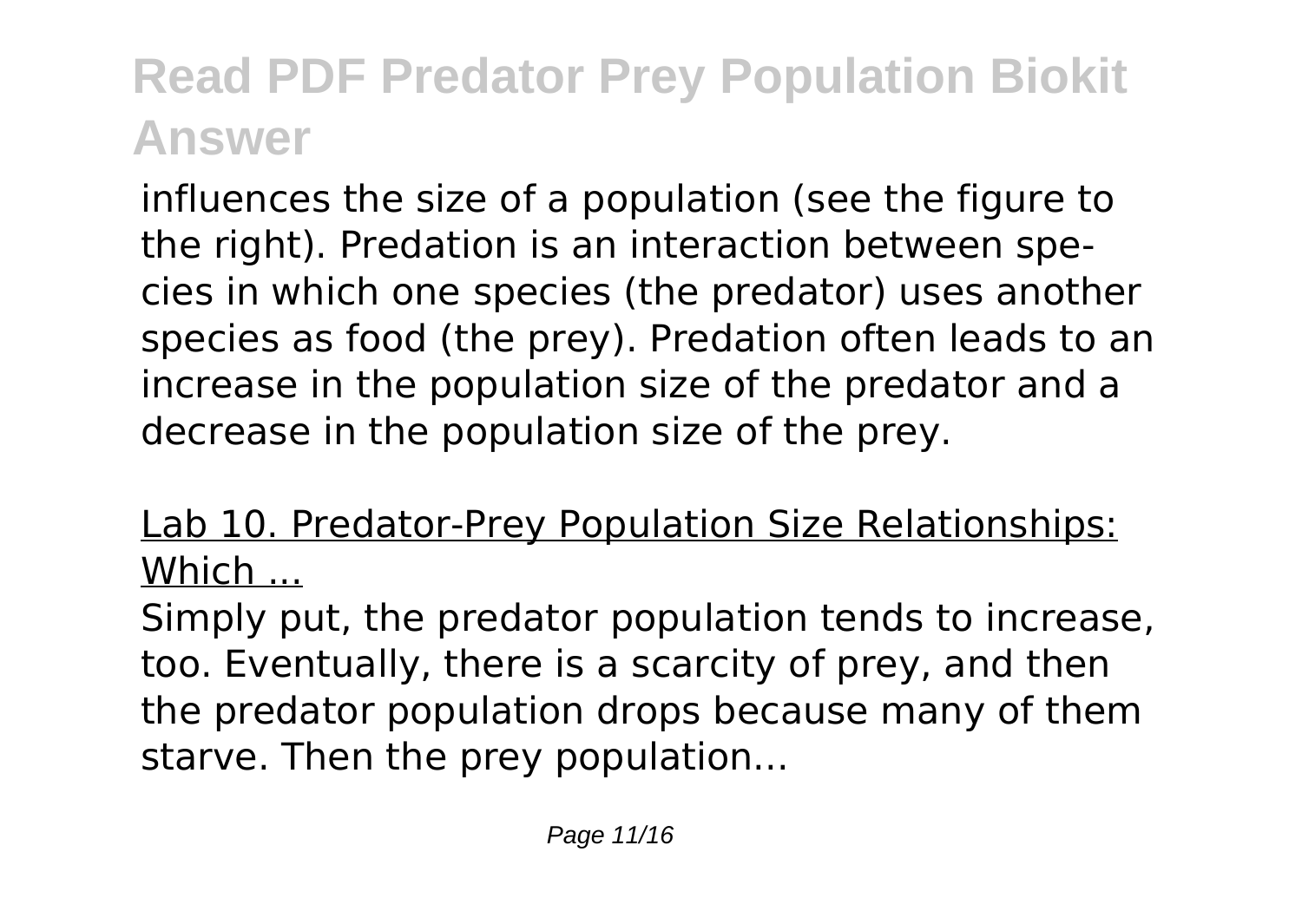influences the size of a population (see the figure to the right). Predation is an interaction between species in which one species (the predator) uses another species as food (the prey). Predation often leads to an increase in the population size of the predator and a decrease in the population size of the prey.

Lab 10. Predator-Prey Population Size Relationships: Which ...

Simply put, the predator population tends to increase, too. Eventually, there is a scarcity of prey, and then the predator population drops because many of them starve. Then the prey population...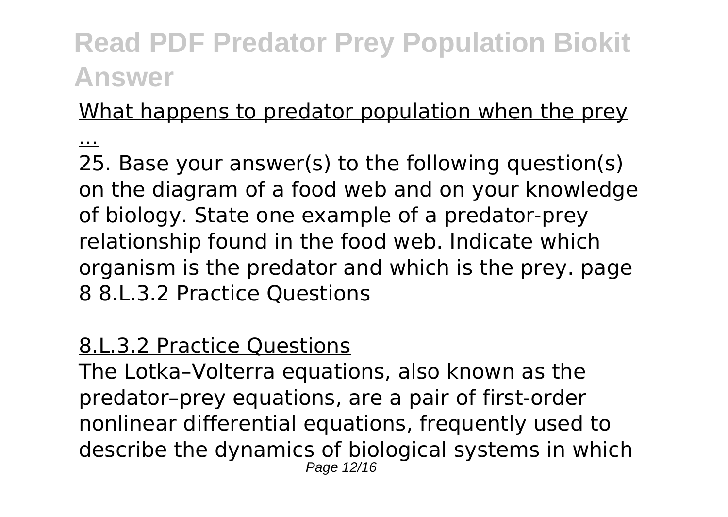What happens to predator population when the prey ...

25. Base your answer(s) to the following question(s) on the diagram of a food web and on your knowledge of biology. State one example of a predator-prey relationship found in the food web. Indicate which organism is the predator and which is the prey. page 8 8.L.3.2 Practice Questions

8.L.3.2 Practice Questions

The Lotka–Volterra equations, also known as the predator–prey equations, are a pair of first-order nonlinear differential equations, frequently used to describe the dynamics of biological systems in which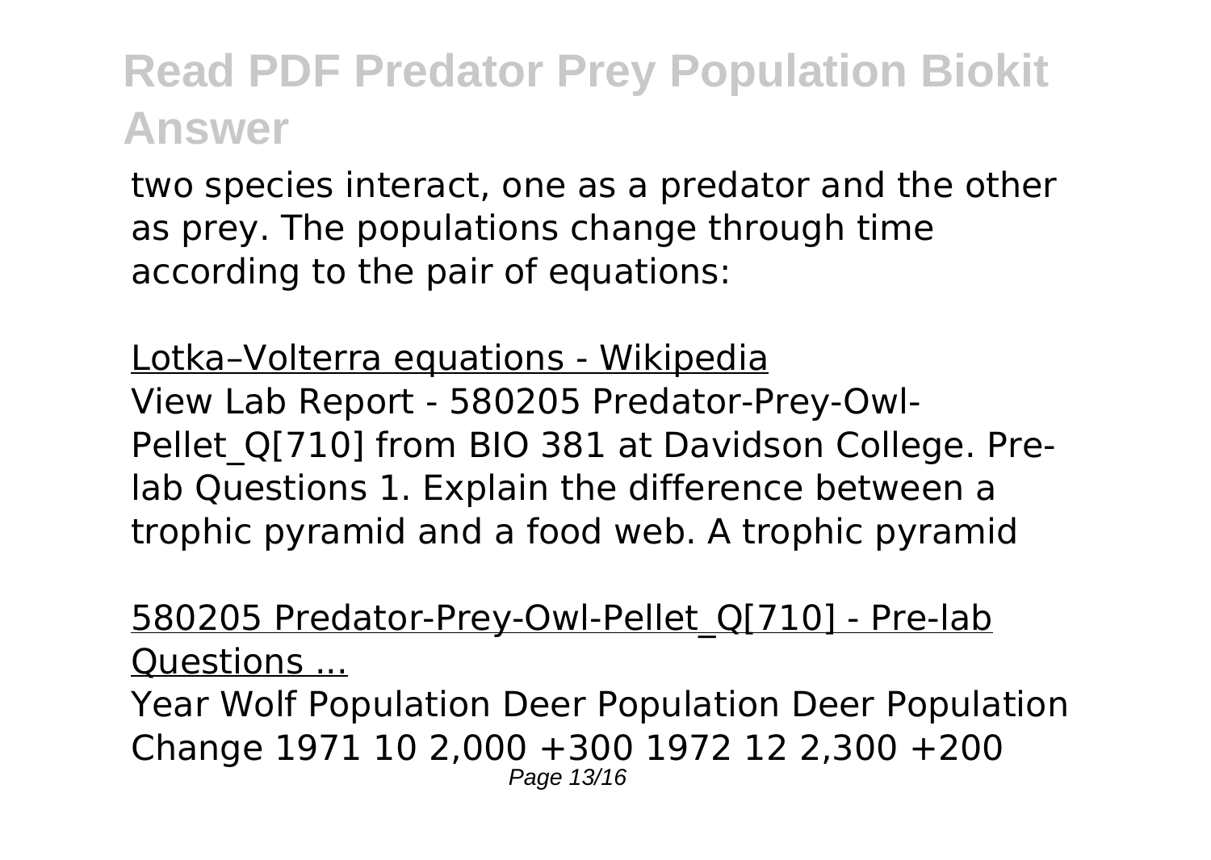## Read PDF Predator Prey Population Biokit Answer

two species interact, one as a predator and the other as prey. The populations change through time according to the pair of equations:

Lotka–Volterra equations - Wikipedia

View Lab Report - 580205 Predator-Prey-Owl-Pellet_Q[710] from BIO 381 at Davidson College. Pre-lab Questions 1. Explain the difference between a trophic pyramid and a food web. A trophic pyramid

580205 Predator-Prey-Owl-Pellet_Q[710] - Pre-lab Questions ...

Year Wolf Population Deer Population Deer Population Change 1971 10 2,000 +300 1972 12 2,300 +200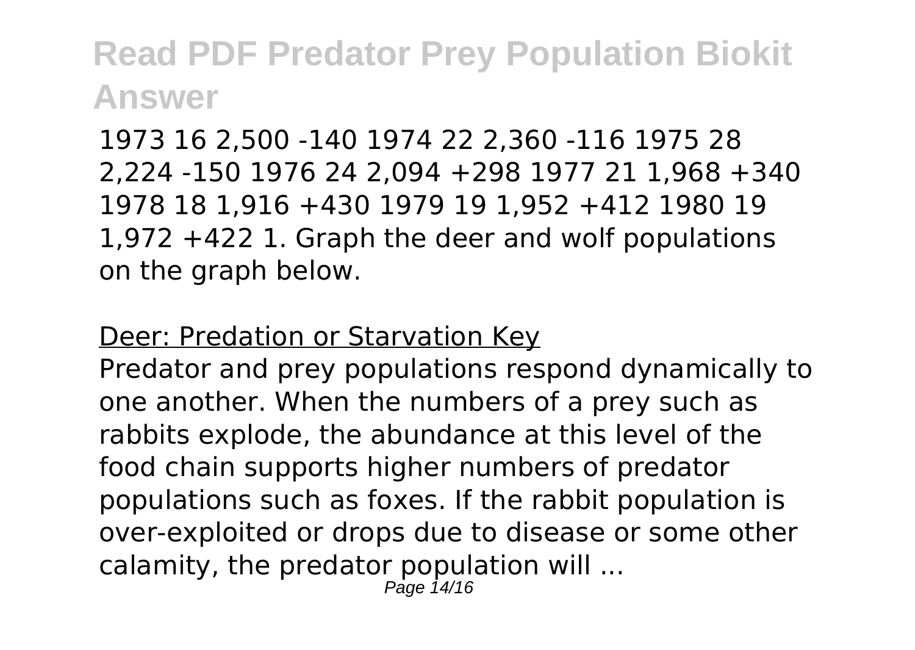1973 16 2,500 -140 1974 22 2,360 -116 1975 28 2,224 -150 1976 24 2,094 +298 1977 21 1,968 +340 1978 18 1,916 +430 1979 19 1,952 +412 1980 19 1,972 +422 1. Graph the deer and wolf populations on the graph below.

## Deer: Predation or Starvation Key

Predator and prey populations respond dynamically to one another. When the numbers of a prey such as rabbits explode, the abundance at this level of the food chain supports higher numbers of predator populations such as foxes. If the rabbit population is over-exploited or drops due to disease or some other calamity, the predator population will ...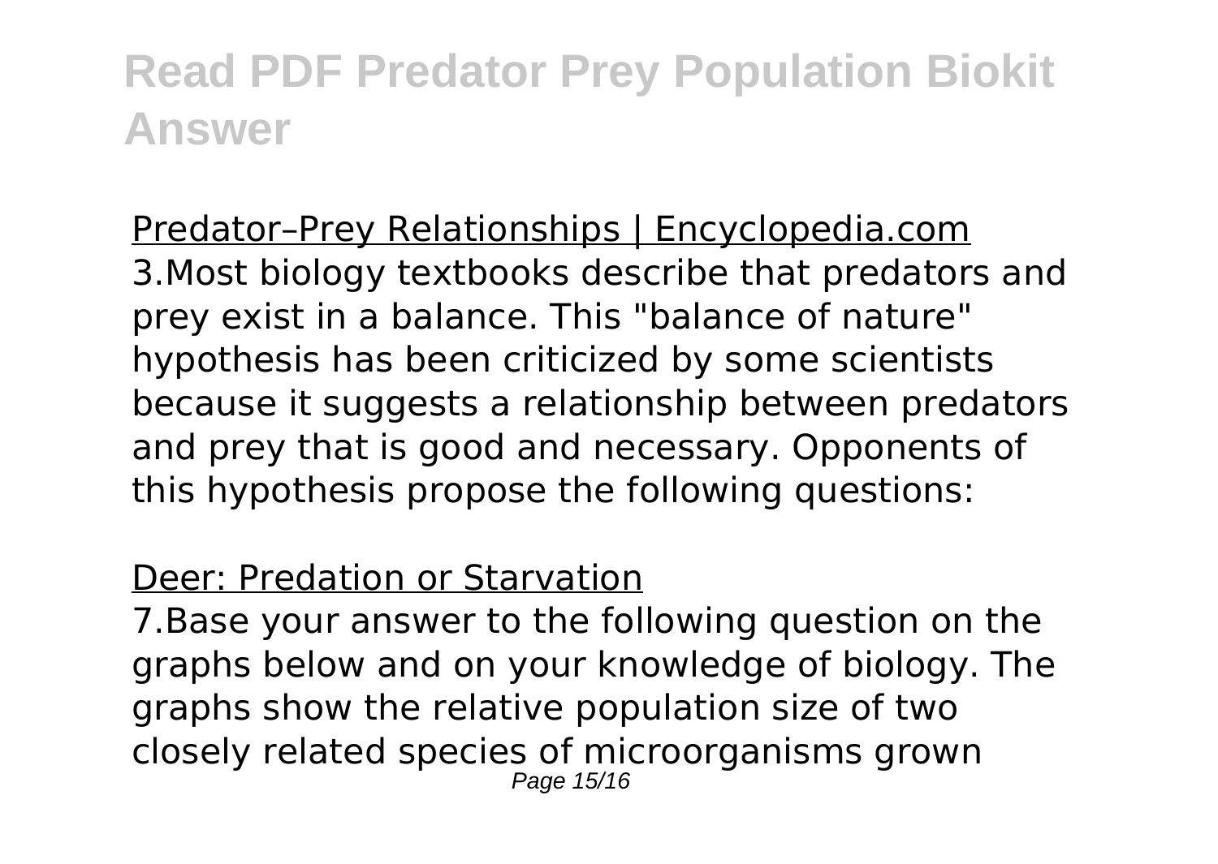Predator–Prey Relationships | Encyclopedia.com

3.Most biology textbooks describe that predators and prey exist in a balance. This "balance of nature" hypothesis has been criticized by some scientists because it suggests a relationship between predators and prey that is good and necessary. Opponents of this hypothesis propose the following questions:

Deer: Predation or Starvation

7.Base your answer to the following question on the graphs below and on your knowledge of biology. The graphs show the relative population size of two closely related species of microorganisms grown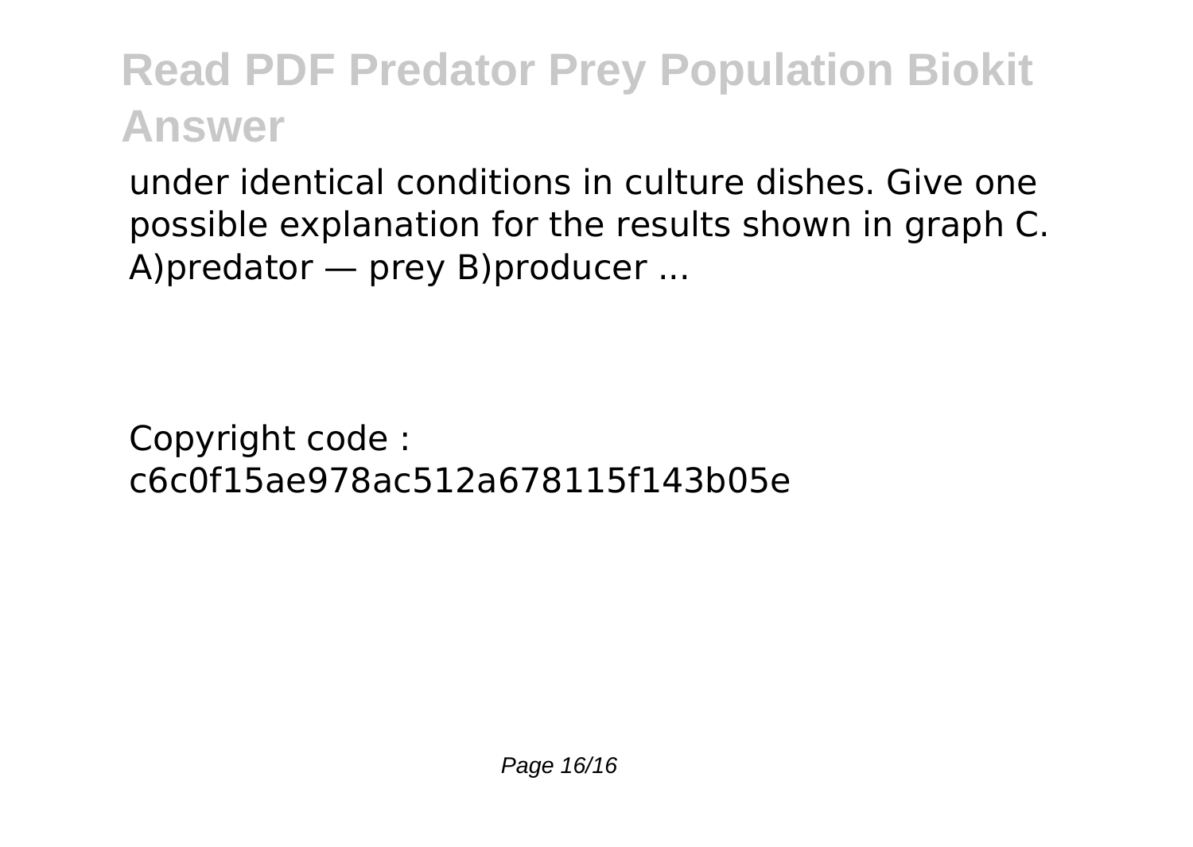under identical conditions in culture dishes. Give one possible explanation for the results shown in graph C. A)predator — prey B)producer ...

Copyright code : c6c0f15ae978ac512a678115f143b05e